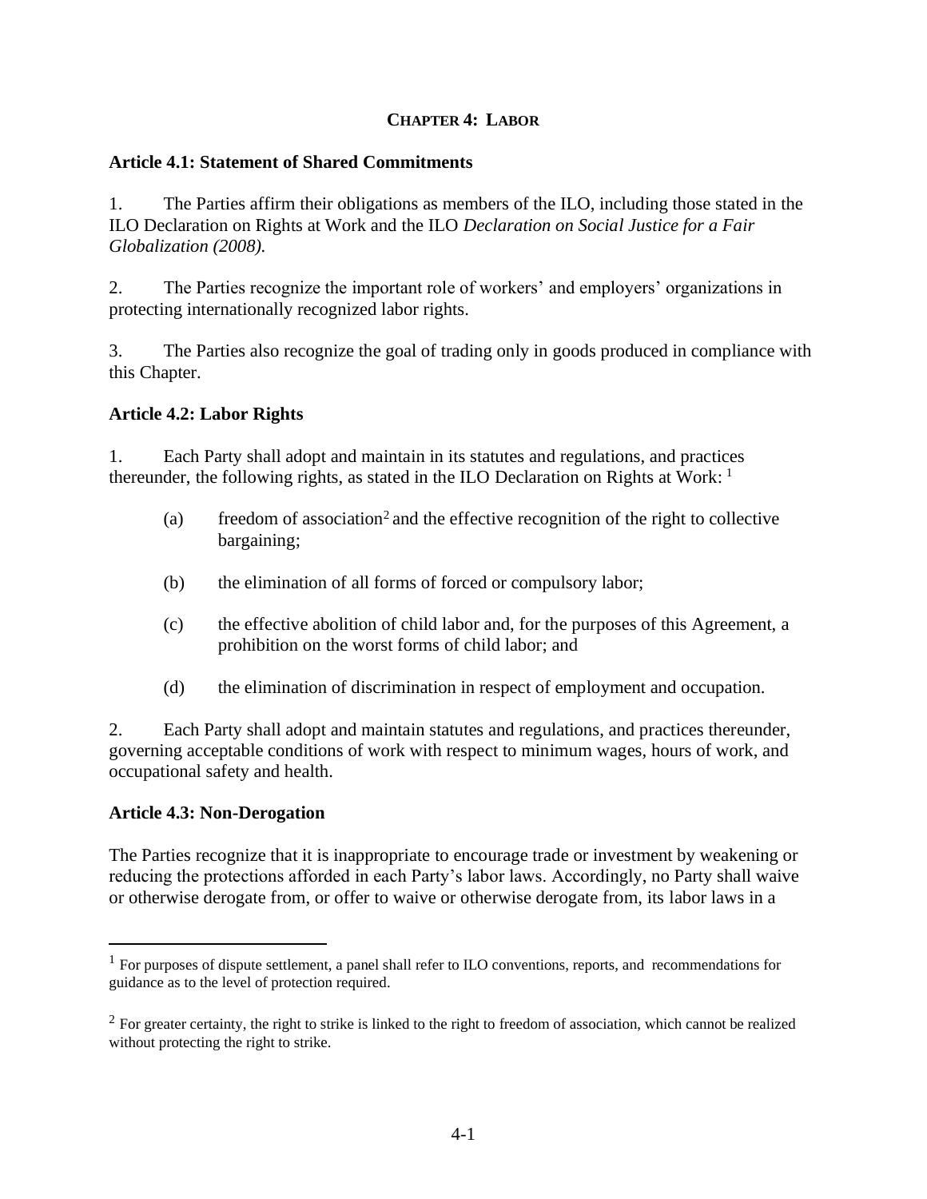# CHAPTER 4: LABOR

## Article 4.1: Statement of Shared Commitments

1. The Parties affirm their obligations as members of the ILO, including those stated in the ILO Declaration on Rights at Work and the ILO *Declaration on Social Justice for a Fair Globalization (2008).*

2. The Parties recognize the important role of workers' and employers' organizations in protecting internationally recognized labor rights.

3. The Parties also recognize the goal of trading only in goods produced in compliance with this Chapter.

## Article 4.2: Labor Rights

1. Each Party shall adopt and maintain in its statutes and regulations, and practices thereunder, the following rights, as stated in the ILO Declaration on Rights at Work: [1]

   (a) freedom of association[2] and the effective recognition of the right to collective bargaining;

   (b) the elimination of all forms of forced or compulsory labor;

   (c) the effective abolition of child labor and, for the purposes of this Agreement, a prohibition on the worst forms of child labor; and

   (d) the elimination of discrimination in respect of employment and occupation.

2. Each Party shall adopt and maintain statutes and regulations, and practices thereunder, governing acceptable conditions of work with respect to minimum wages, hours of work, and occupational safety and health.

## Article 4.3: Non-Derogation

The Parties recognize that it is inappropriate to encourage trade or investment by weakening or reducing the protections afforded in each Party's labor laws. Accordingly, no Party shall waive or otherwise derogate from, or offer to waive or otherwise derogate from, its labor laws in a

---

[1] For purposes of dispute settlement, a panel shall refer to ILO conventions, reports, and recommendations for guidance as to the level of protection required.

[2] For greater certainty, the right to strike is linked to the right to freedom of association, which cannot be realized without protecting the right to strike.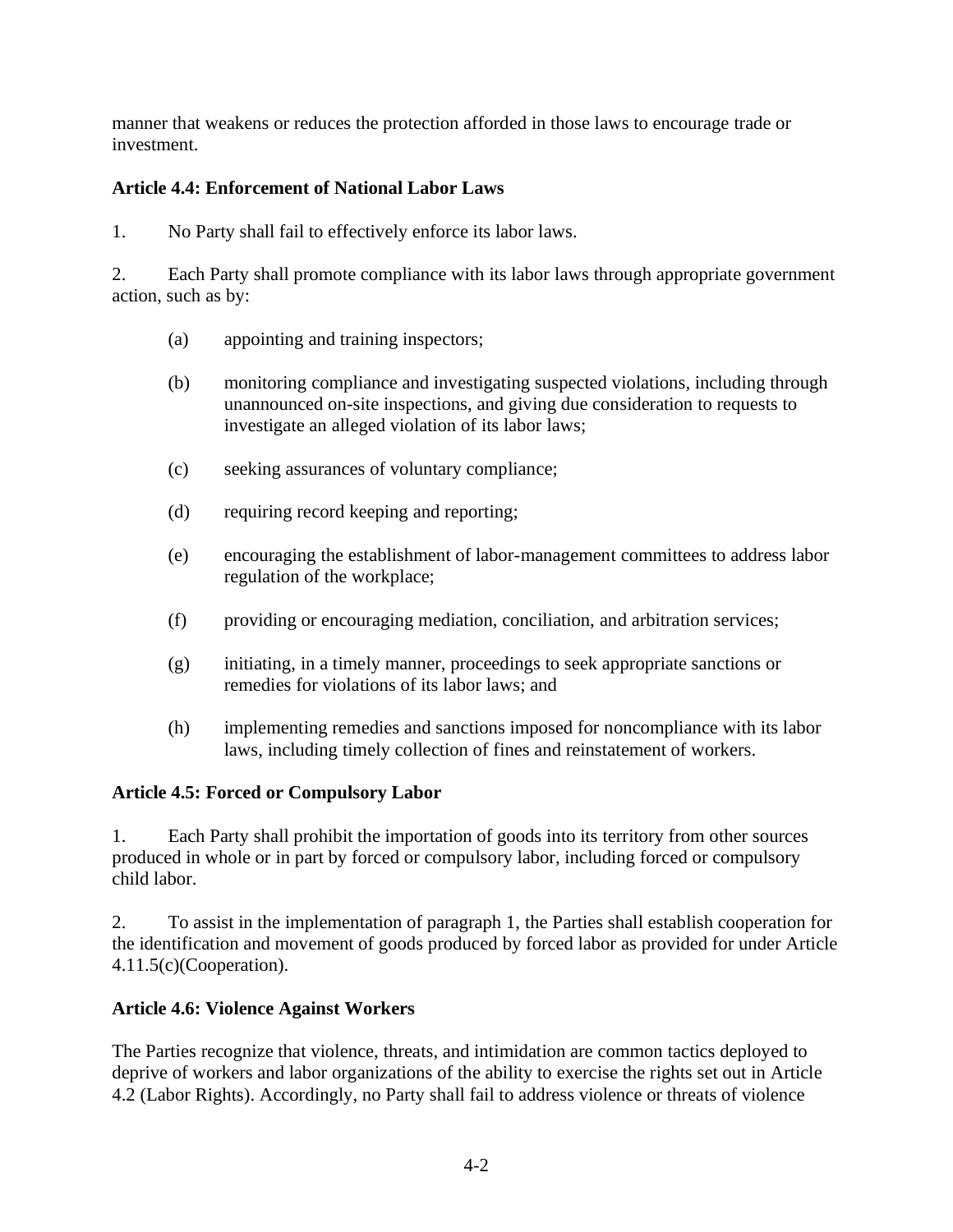manner that weakens or reduces the protection afforded in those laws to encourage trade or investment.

**Article 4.4: Enforcement of National Labor Laws**

1. No Party shall fail to effectively enforce its labor laws.

2. Each Party shall promote compliance with its labor laws through appropriate government action, such as by:

   (a) appointing and training inspectors;

   (b) monitoring compliance and investigating suspected violations, including through unannounced on-site inspections, and giving due consideration to requests to investigate an alleged violation of its labor laws;

   (c) seeking assurances of voluntary compliance;

   (d) requiring record keeping and reporting;

   (e) encouraging the establishment of labor-management committees to address labor regulation of the workplace;

   (f) providing or encouraging mediation, conciliation, and arbitration services;

   (g) initiating, in a timely manner, proceedings to seek appropriate sanctions or remedies for violations of its labor laws; and

   (h) implementing remedies and sanctions imposed for noncompliance with its labor laws, including timely collection of fines and reinstatement of workers.

**Article 4.5: Forced or Compulsory Labor**

1. Each Party shall prohibit the importation of goods into its territory from other sources produced in whole or in part by forced or compulsory labor, including forced or compulsory child labor.

2. To assist in the implementation of paragraph 1, the Parties shall establish cooperation for the identification and movement of goods produced by forced labor as provided for under Article 4.11.5(c)(Cooperation).

**Article 4.6: Violence Against Workers**

The Parties recognize that violence, threats, and intimidation are common tactics deployed to deprive of workers and labor organizations of the ability to exercise the rights set out in Article 4.2 (Labor Rights). Accordingly, no Party shall fail to address violence or threats of violence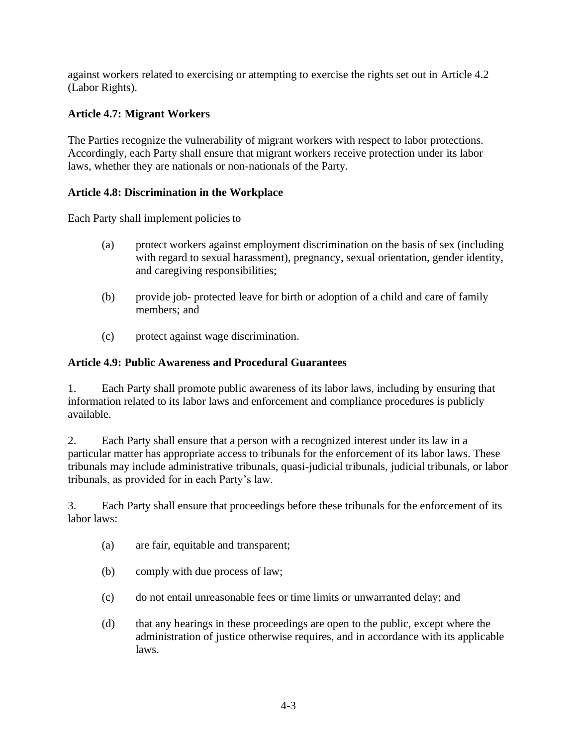against workers related to exercising or attempting to exercise the rights set out in Article 4.2 (Labor Rights).

### Article 4.7: Migrant Workers

The Parties recognize the vulnerability of migrant workers with respect to labor protections. Accordingly, each Party shall ensure that migrant workers receive protection under its labor laws, whether they are nationals or non-nationals of the Party.

### Article 4.8: Discrimination in the Workplace

Each Party shall implement policies to

(a) protect workers against employment discrimination on the basis of sex (including with regard to sexual harassment), pregnancy, sexual orientation, gender identity, and caregiving responsibilities;

(b) provide job- protected leave for birth or adoption of a child and care of family members; and

(c) protect against wage discrimination.

### Article 4.9: Public Awareness and Procedural Guarantees

1. Each Party shall promote public awareness of its labor laws, including by ensuring that information related to its labor laws and enforcement and compliance procedures is publicly available.

2. Each Party shall ensure that a person with a recognized interest under its law in a particular matter has appropriate access to tribunals for the enforcement of its labor laws. These tribunals may include administrative tribunals, quasi-judicial tribunals, judicial tribunals, or labor tribunals, as provided for in each Party's law.

3. Each Party shall ensure that proceedings before these tribunals for the enforcement of its labor laws:

(a) are fair, equitable and transparent;

(b) comply with due process of law;

(c) do not entail unreasonable fees or time limits or unwarranted delay; and

(d) that any hearings in these proceedings are open to the public, except where the administration of justice otherwise requires, and in accordance with its applicable laws.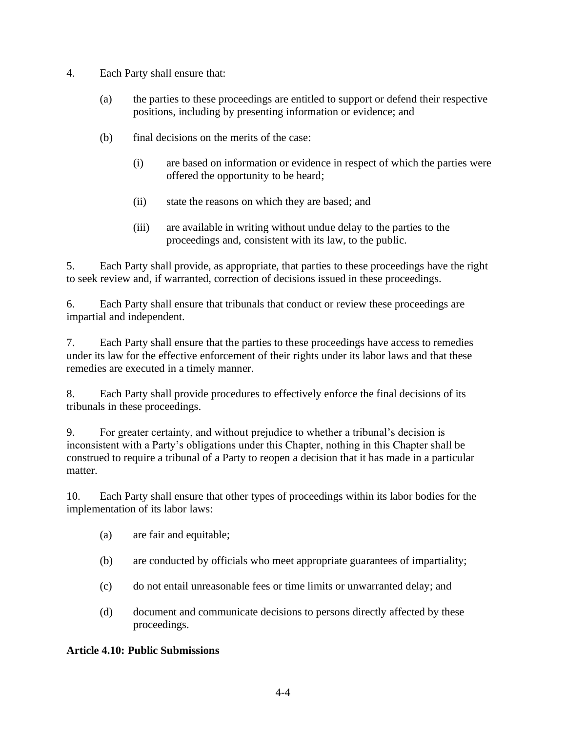4. Each Party shall ensure that:

   (a) the parties to these proceedings are entitled to support or defend their respective positions, including by presenting information or evidence; and

   (b) final decisions on the merits of the case:

      (i) are based on information or evidence in respect of which the parties were offered the opportunity to be heard;

      (ii) state the reasons on which they are based; and

      (iii) are available in writing without undue delay to the parties to the proceedings and, consistent with its law, to the public.

5. Each Party shall provide, as appropriate, that parties to these proceedings have the right to seek review and, if warranted, correction of decisions issued in these proceedings.

6. Each Party shall ensure that tribunals that conduct or review these proceedings are impartial and independent.

7. Each Party shall ensure that the parties to these proceedings have access to remedies under its law for the effective enforcement of their rights under its labor laws and that these remedies are executed in a timely manner.

8. Each Party shall provide procedures to effectively enforce the final decisions of its tribunals in these proceedings.

9. For greater certainty, and without prejudice to whether a tribunal's decision is inconsistent with a Party's obligations under this Chapter, nothing in this Chapter shall be construed to require a tribunal of a Party to reopen a decision that it has made in a particular matter.

10. Each Party shall ensure that other types of proceedings within its labor bodies for the implementation of its labor laws:

   (a) are fair and equitable;

   (b) are conducted by officials who meet appropriate guarantees of impartiality;

   (c) do not entail unreasonable fees or time limits or unwarranted delay; and

   (d) document and communicate decisions to persons directly affected by these proceedings.

**Article 4.10: Public Submissions**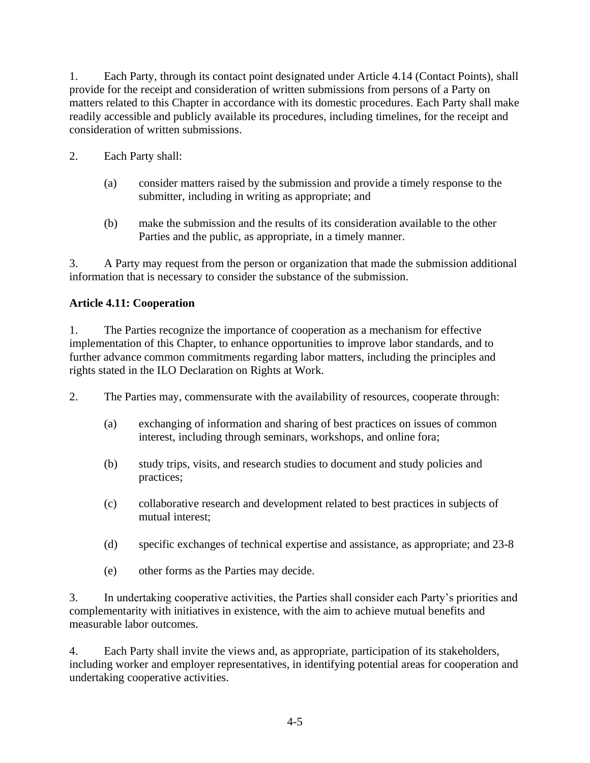1. Each Party, through its contact point designated under Article 4.14 (Contact Points), shall provide for the receipt and consideration of written submissions from persons of a Party on matters related to this Chapter in accordance with its domestic procedures. Each Party shall make readily accessible and publicly available its procedures, including timelines, for the receipt and consideration of written submissions.

2. Each Party shall:

   (a) consider matters raised by the submission and provide a timely response to the submitter, including in writing as appropriate; and

   (b) make the submission and the results of its consideration available to the other Parties and the public, as appropriate, in a timely manner.

3. A Party may request from the person or organization that made the submission additional information that is necessary to consider the substance of the submission.

**Article 4.11: Cooperation**

1. The Parties recognize the importance of cooperation as a mechanism for effective implementation of this Chapter, to enhance opportunities to improve labor standards, and to further advance common commitments regarding labor matters, including the principles and rights stated in the ILO Declaration on Rights at Work.

2. The Parties may, commensurate with the availability of resources, cooperate through:

   (a) exchanging of information and sharing of best practices on issues of common interest, including through seminars, workshops, and online fora;

   (b) study trips, visits, and research studies to document and study policies and practices;

   (c) collaborative research and development related to best practices in subjects of mutual interest;

   (d) specific exchanges of technical expertise and assistance, as appropriate; and 23-8

   (e) other forms as the Parties may decide.

3. In undertaking cooperative activities, the Parties shall consider each Party's priorities and complementarity with initiatives in existence, with the aim to achieve mutual benefits and measurable labor outcomes.

4. Each Party shall invite the views and, as appropriate, participation of its stakeholders, including worker and employer representatives, in identifying potential areas for cooperation and undertaking cooperative activities.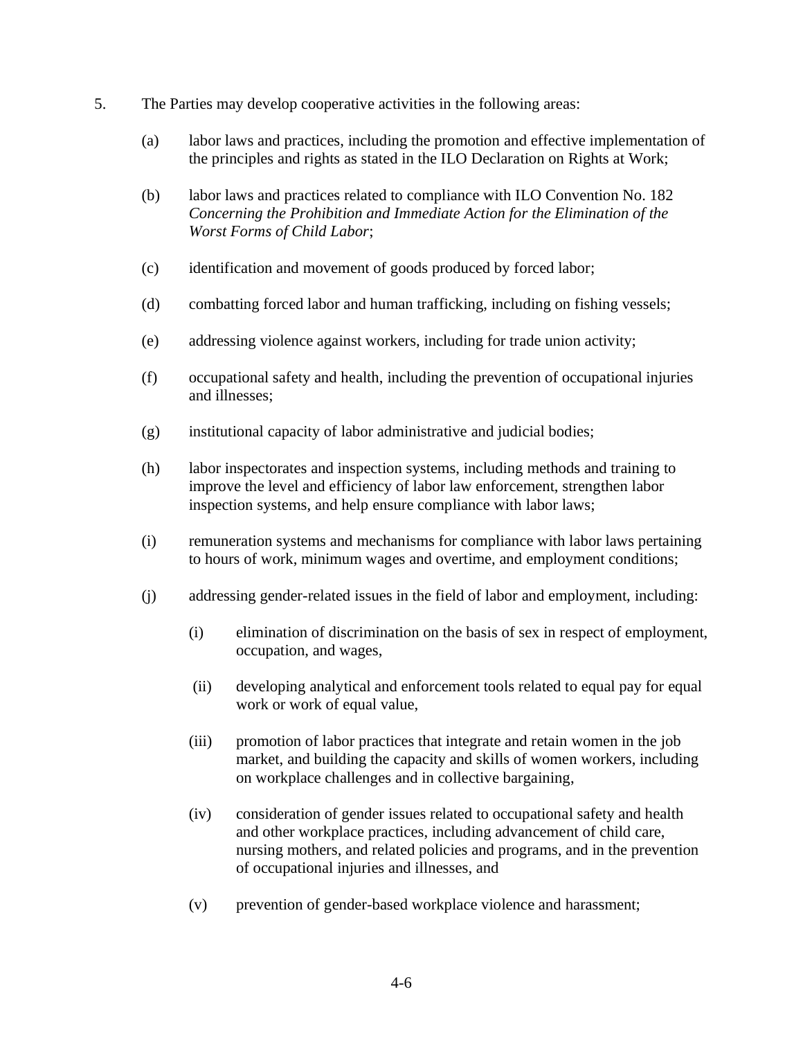5. The Parties may develop cooperative activities in the following areas:

   (a) labor laws and practices, including the promotion and effective implementation of the principles and rights as stated in the ILO Declaration on Rights at Work;

   (b) labor laws and practices related to compliance with ILO Convention No. 182 *Concerning the Prohibition and Immediate Action for the Elimination of the Worst Forms of Child Labor*;

   (c) identification and movement of goods produced by forced labor;

   (d) combatting forced labor and human trafficking, including on fishing vessels;

   (e) addressing violence against workers, including for trade union activity;

   (f) occupational safety and health, including the prevention of occupational injuries and illnesses;

   (g) institutional capacity of labor administrative and judicial bodies;

   (h) labor inspectorates and inspection systems, including methods and training to improve the level and efficiency of labor law enforcement, strengthen labor inspection systems, and help ensure compliance with labor laws;

   (i) remuneration systems and mechanisms for compliance with labor laws pertaining to hours of work, minimum wages and overtime, and employment conditions;

   (j) addressing gender-related issues in the field of labor and employment, including:

      (i) elimination of discrimination on the basis of sex in respect of employment, occupation, and wages,

      (ii) developing analytical and enforcement tools related to equal pay for equal work or work of equal value,

      (iii) promotion of labor practices that integrate and retain women in the job market, and building the capacity and skills of women workers, including on workplace challenges and in collective bargaining,

      (iv) consideration of gender issues related to occupational safety and health and other workplace practices, including advancement of child care, nursing mothers, and related policies and programs, and in the prevention of occupational injuries and illnesses, and

      (v) prevention of gender-based workplace violence and harassment;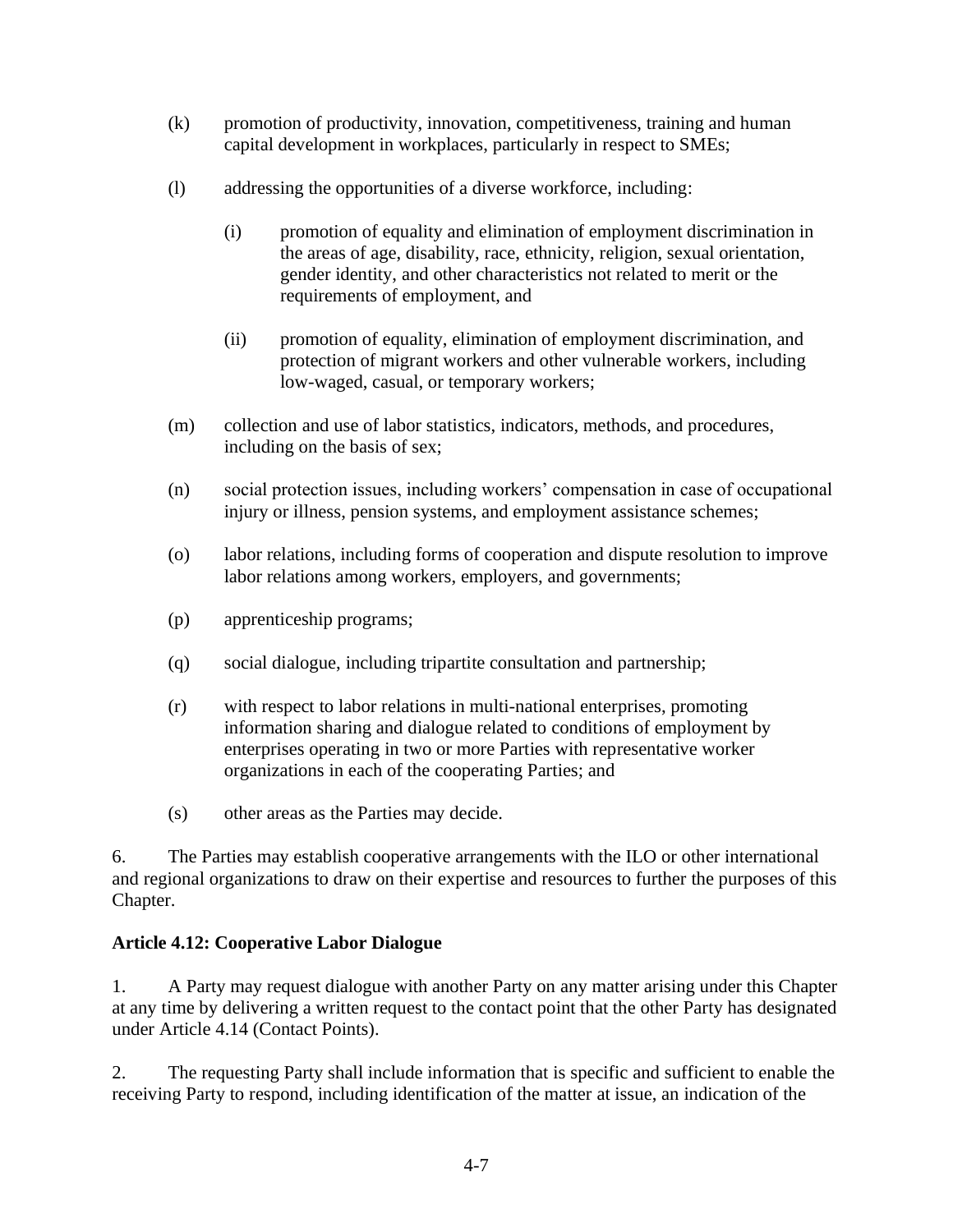(k) promotion of productivity, innovation, competitiveness, training and human capital development in workplaces, particularly in respect to SMEs;

(l) addressing the opportunities of a diverse workforce, including:

  (i) promotion of equality and elimination of employment discrimination in the areas of age, disability, race, ethnicity, religion, sexual orientation, gender identity, and other characteristics not related to merit or the requirements of employment, and

  (ii) promotion of equality, elimination of employment discrimination, and protection of migrant workers and other vulnerable workers, including low-waged, casual, or temporary workers;

(m) collection and use of labor statistics, indicators, methods, and procedures, including on the basis of sex;

(n) social protection issues, including workers' compensation in case of occupational injury or illness, pension systems, and employment assistance schemes;

(o) labor relations, including forms of cooperation and dispute resolution to improve labor relations among workers, employers, and governments;

(p) apprenticeship programs;

(q) social dialogue, including tripartite consultation and partnership;

(r) with respect to labor relations in multi-national enterprises, promoting information sharing and dialogue related to conditions of employment by enterprises operating in two or more Parties with representative worker organizations in each of the cooperating Parties; and

(s) other areas as the Parties may decide.

6. The Parties may establish cooperative arrangements with the ILO or other international and regional organizations to draw on their expertise and resources to further the purposes of this Chapter.

**Article 4.12: Cooperative Labor Dialogue**

1. A Party may request dialogue with another Party on any matter arising under this Chapter at any time by delivering a written request to the contact point that the other Party has designated under Article 4.14 (Contact Points).

2. The requesting Party shall include information that is specific and sufficient to enable the receiving Party to respond, including identification of the matter at issue, an indication of the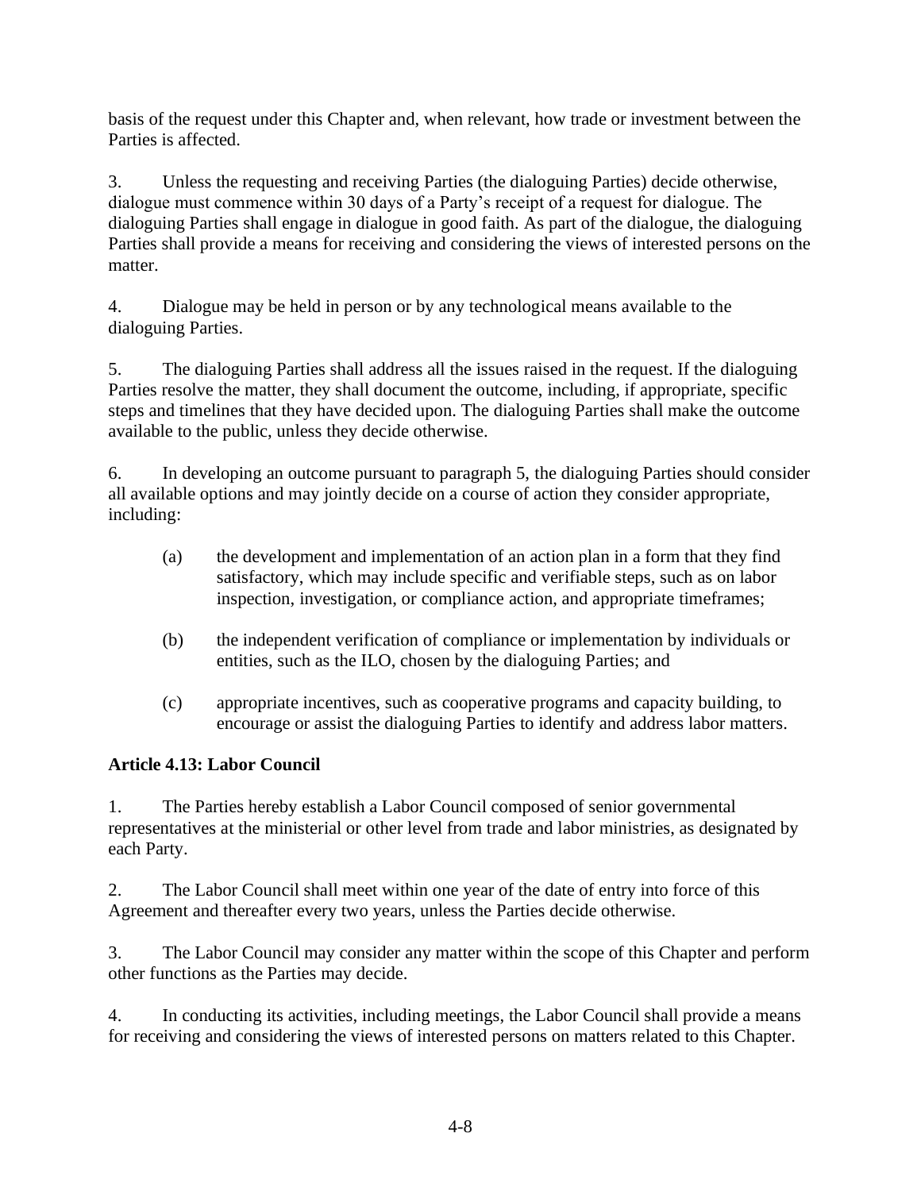basis of the request under this Chapter and, when relevant, how trade or investment between the Parties is affected.

3. Unless the requesting and receiving Parties (the dialoguing Parties) decide otherwise, dialogue must commence within 30 days of a Party's receipt of a request for dialogue. The dialoguing Parties shall engage in dialogue in good faith. As part of the dialogue, the dialoguing Parties shall provide a means for receiving and considering the views of interested persons on the matter.

4. Dialogue may be held in person or by any technological means available to the dialoguing Parties.

5. The dialoguing Parties shall address all the issues raised in the request. If the dialoguing Parties resolve the matter, they shall document the outcome, including, if appropriate, specific steps and timelines that they have decided upon. The dialoguing Parties shall make the outcome available to the public, unless they decide otherwise.

6. In developing an outcome pursuant to paragraph 5, the dialoguing Parties should consider all available options and may jointly decide on a course of action they consider appropriate, including:

(a) the development and implementation of an action plan in a form that they find satisfactory, which may include specific and verifiable steps, such as on labor inspection, investigation, or compliance action, and appropriate timeframes;

(b) the independent verification of compliance or implementation by individuals or entities, such as the ILO, chosen by the dialoguing Parties; and

(c) appropriate incentives, such as cooperative programs and capacity building, to encourage or assist the dialoguing Parties to identify and address labor matters.

**Article 4.13: Labor Council**

1. The Parties hereby establish a Labor Council composed of senior governmental representatives at the ministerial or other level from trade and labor ministries, as designated by each Party.

2. The Labor Council shall meet within one year of the date of entry into force of this Agreement and thereafter every two years, unless the Parties decide otherwise.

3. The Labor Council may consider any matter within the scope of this Chapter and perform other functions as the Parties may decide.

4. In conducting its activities, including meetings, the Labor Council shall provide a means for receiving and considering the views of interested persons on matters related to this Chapter.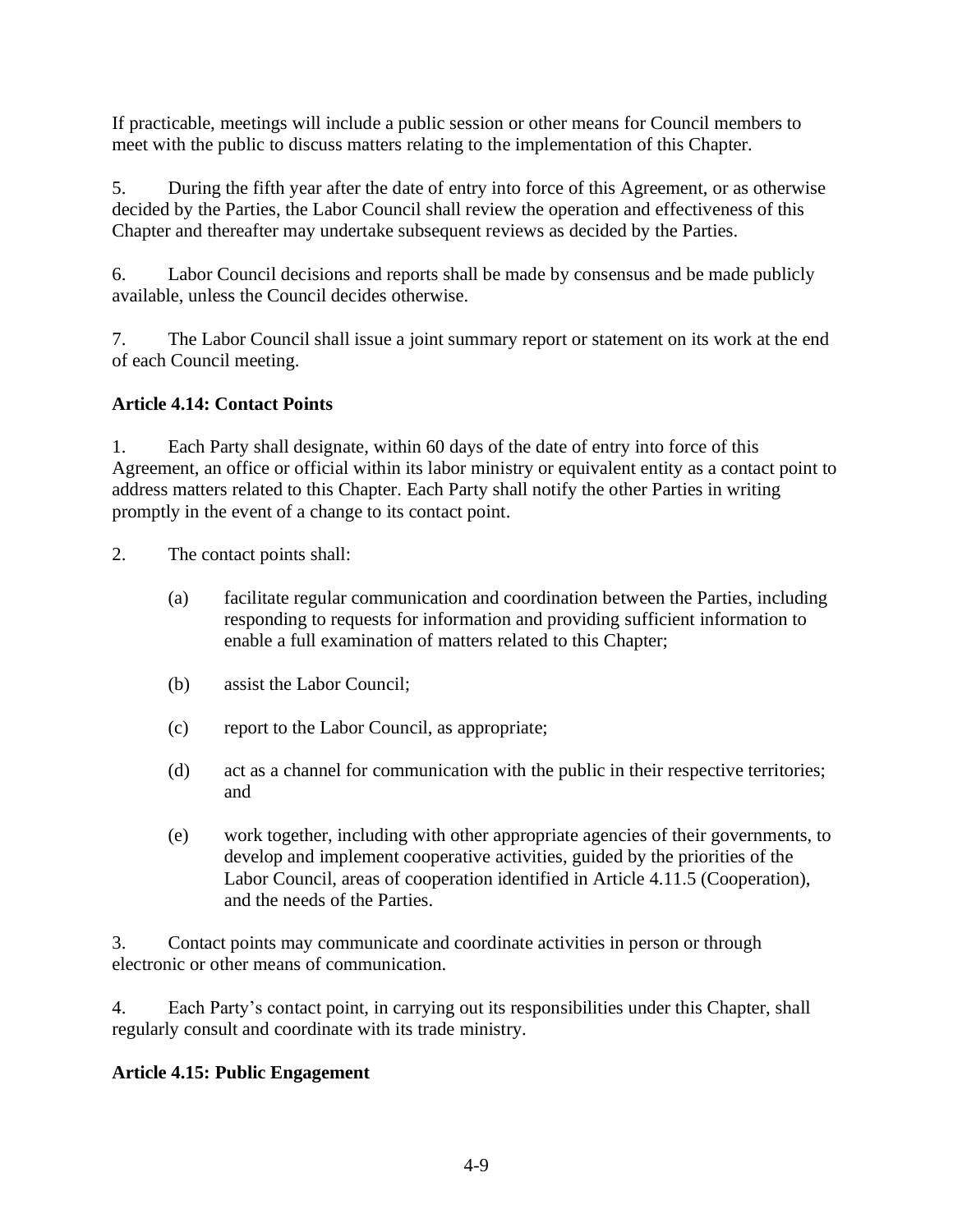If practicable, meetings will include a public session or other means for Council members to meet with the public to discuss matters relating to the implementation of this Chapter.

5. During the fifth year after the date of entry into force of this Agreement, or as otherwise decided by the Parties, the Labor Council shall review the operation and effectiveness of this Chapter and thereafter may undertake subsequent reviews as decided by the Parties.

6. Labor Council decisions and reports shall be made by consensus and be made publicly available, unless the Council decides otherwise.

7. The Labor Council shall issue a joint summary report or statement on its work at the end of each Council meeting.

**Article 4.14: Contact Points**

1. Each Party shall designate, within 60 days of the date of entry into force of this Agreement, an office or official within its labor ministry or equivalent entity as a contact point to address matters related to this Chapter. Each Party shall notify the other Parties in writing promptly in the event of a change to its contact point.

2. The contact points shall:

   (a) facilitate regular communication and coordination between the Parties, including responding to requests for information and providing sufficient information to enable a full examination of matters related to this Chapter;

   (b) assist the Labor Council;

   (c) report to the Labor Council, as appropriate;

   (d) act as a channel for communication with the public in their respective territories; and

   (e) work together, including with other appropriate agencies of their governments, to develop and implement cooperative activities, guided by the priorities of the Labor Council, areas of cooperation identified in Article 4.11.5 (Cooperation), and the needs of the Parties.

3. Contact points may communicate and coordinate activities in person or through electronic or other means of communication.

4. Each Party's contact point, in carrying out its responsibilities under this Chapter, shall regularly consult and coordinate with its trade ministry.

**Article 4.15: Public Engagement**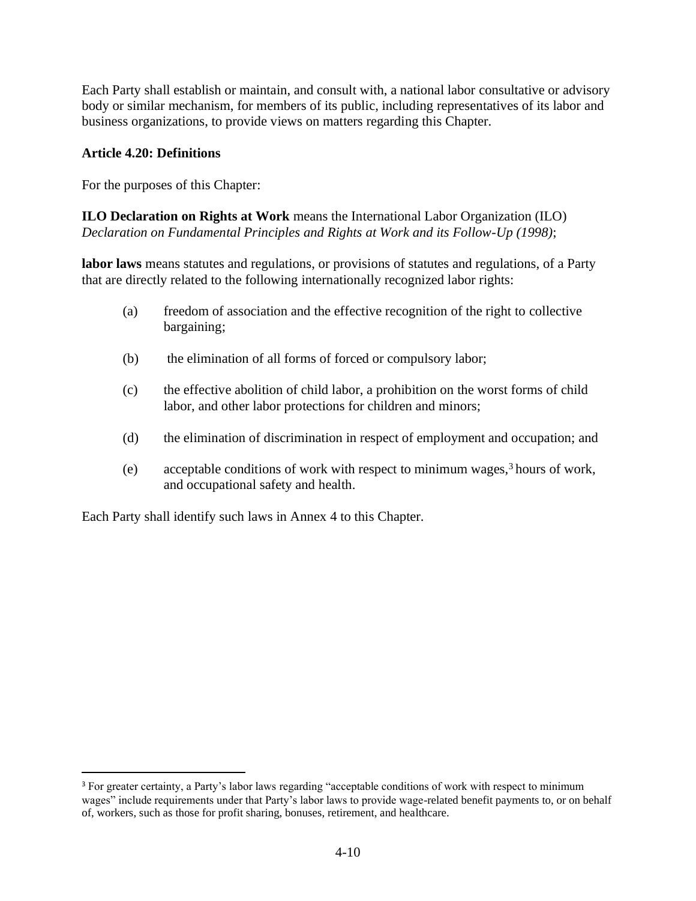Each Party shall establish or maintain, and consult with, a national labor consultative or advisory body or similar mechanism, for members of its public, including representatives of its labor and business organizations, to provide views on matters regarding this Chapter.

**Article 4.20: Definitions**

For the purposes of this Chapter:

**ILO Declaration on Rights at Work** means the International Labor Organization (ILO) *Declaration on Fundamental Principles and Rights at Work and its Follow-Up (1998)*;

**labor laws** means statutes and regulations, or provisions of statutes and regulations, of a Party that are directly related to the following internationally recognized labor rights:

(a) freedom of association and the effective recognition of the right to collective bargaining;

(b) the elimination of all forms of forced or compulsory labor;

(c) the effective abolition of child labor, a prohibition on the worst forms of child labor, and other labor protections for children and minors;

(d) the elimination of discrimination in respect of employment and occupation; and

(e) acceptable conditions of work with respect to minimum wages,[3] hours of work, and occupational safety and health.

Each Party shall identify such laws in Annex 4 to this Chapter.

---

[3] For greater certainty, a Party's labor laws regarding "acceptable conditions of work with respect to minimum wages" include requirements under that Party's labor laws to provide wage-related benefit payments to, or on behalf of, workers, such as those for profit sharing, bonuses, retirement, and healthcare.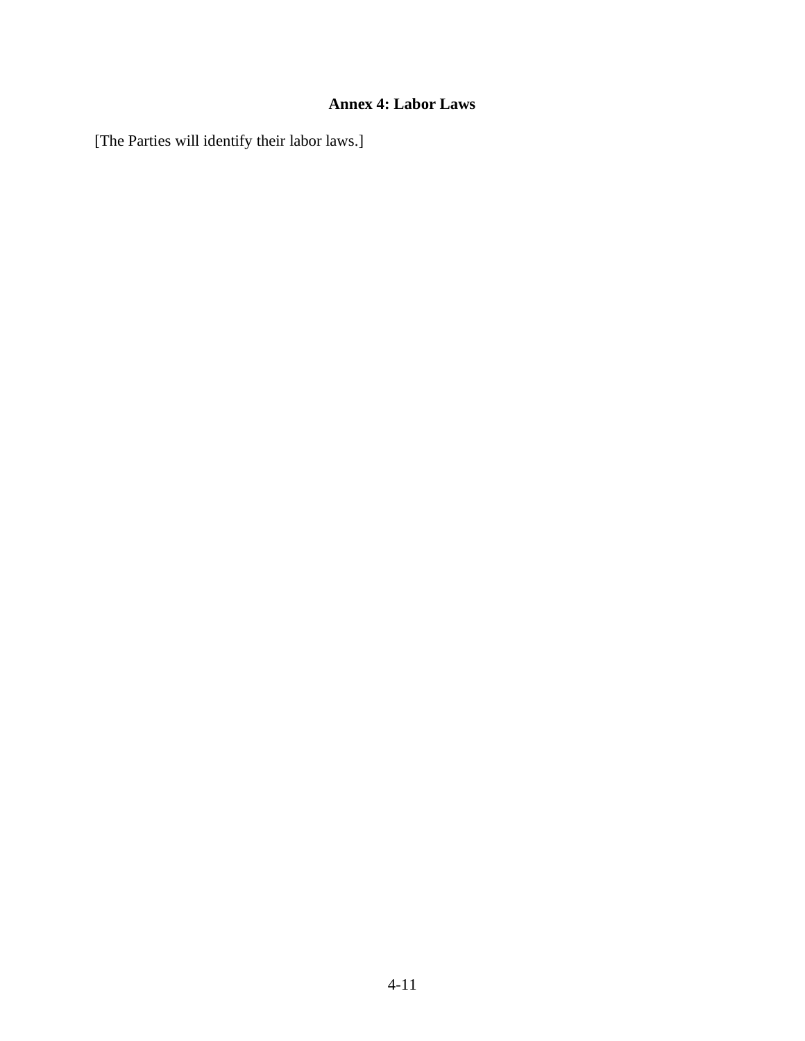## Annex 4: Labor Laws

[The Parties will identify their labor laws.]